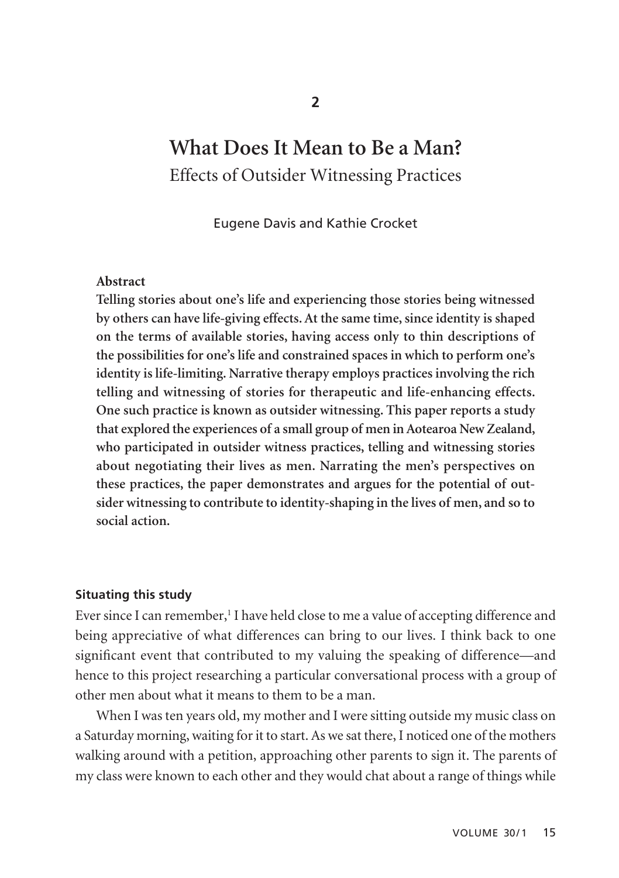2

# What Does It Mean to Be a Man?

## Effects of Outsider Witnessing Practices

Eugene Davis and Kathie Crocket

**Abstract**

**Telling stories about one's life and experiencing those stories being witnessed by others can have life-giving effects. At the same time, since identity is shaped on the terms of available stories, having access only to thin descriptions of the possibilities for one's life and constrained spaces in which to perform one's identity is life-limiting. Narrative therapy employs practices involving the rich telling and witnessing of stories for therapeutic and life-enhancing effects. One such practice is known as outsider witnessing. This paper reports a study that explored the experiences of a small group of men in Aotearoa New Zealand, who participated in outsider witness practices, telling and witnessing stories about negotiating their lives as men. Narrating the men's perspectives on these practices, the paper demonstrates and argues for the potential of outsider witnessing to contribute to identity-shaping in the lives of men, and so to social action.**

### Situating this study

Ever since I can remember,[1] I have held close to me a value of accepting difference and being appreciative of what differences can bring to our lives. I think back to one significant event that contributed to my valuing the speaking of difference—and hence to this project researching a particular conversational process with a group of other men about what it means to them to be a man.

When I was ten years old, my mother and I were sitting outside my music class on a Saturday morning, waiting for it to start. As we sat there, I noticed one of the mothers walking around with a petition, approaching other parents to sign it. The parents of my class were known to each other and they would chat about a range of things while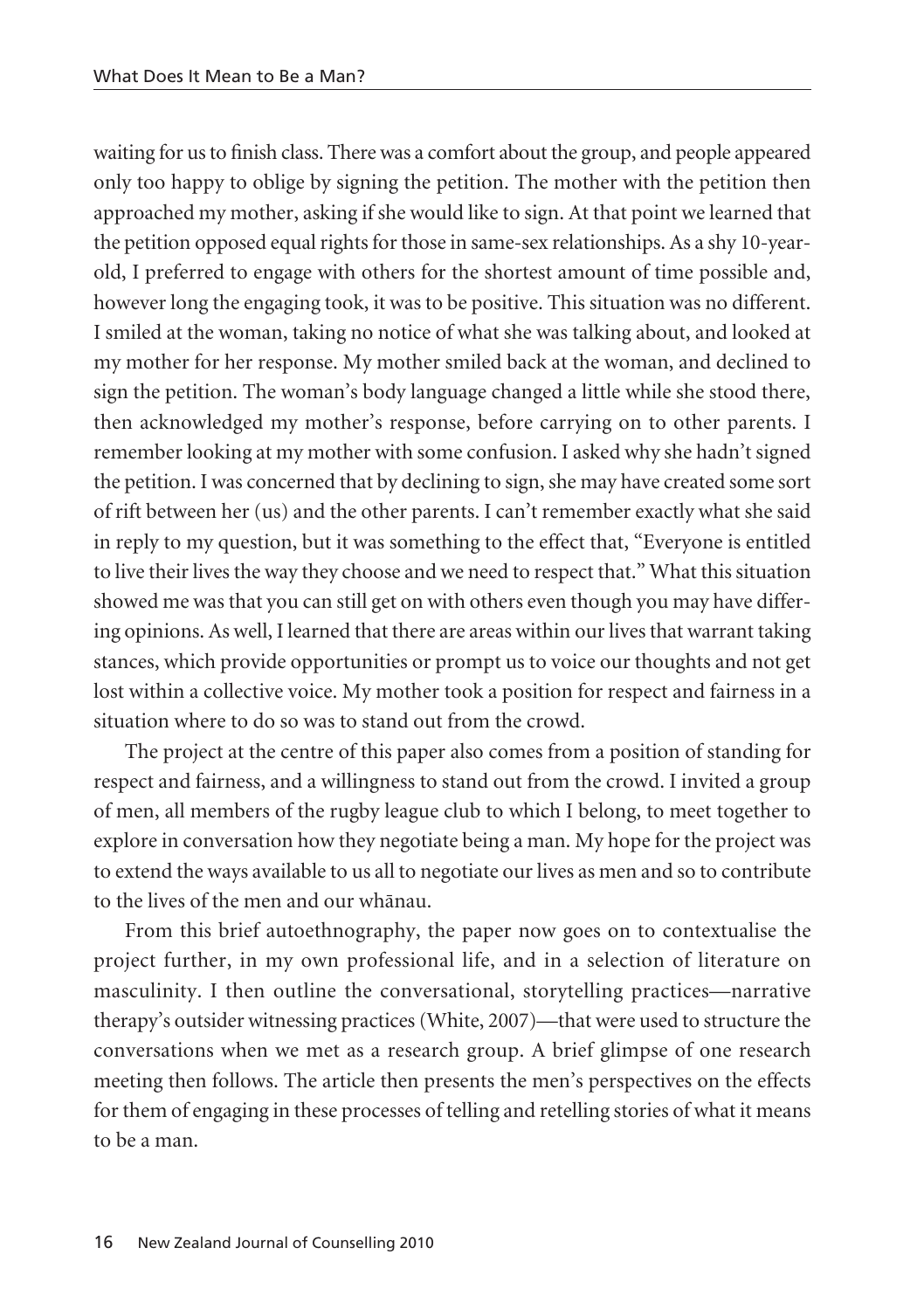waiting for us to finish class. There was a comfort about the group, and people appeared only too happy to oblige by signing the petition. The mother with the petition then approached my mother, asking if she would like to sign. At that point we learned that the petition opposed equal rights for those in same-sex relationships. As a shy 10-year-old, I preferred to engage with others for the shortest amount of time possible and, however long the engaging took, it was to be positive. This situation was no different. I smiled at the woman, taking no notice of what she was talking about, and looked at my mother for her response. My mother smiled back at the woman, and declined to sign the petition. The woman's body language changed a little while she stood there, then acknowledged my mother's response, before carrying on to other parents. I remember looking at my mother with some confusion. I asked why she hadn't signed the petition. I was concerned that by declining to sign, she may have created some sort of rift between her (us) and the other parents. I can't remember exactly what she said in reply to my question, but it was something to the effect that, "Everyone is entitled to live their lives the way they choose and we need to respect that." What this situation showed me was that you can still get on with others even though you may have differing opinions. As well, I learned that there are areas within our lives that warrant taking stances, which provide opportunities or prompt us to voice our thoughts and not get lost within a collective voice. My mother took a position for respect and fairness in a situation where to do so was to stand out from the crowd.

The project at the centre of this paper also comes from a position of standing for respect and fairness, and a willingness to stand out from the crowd. I invited a group of men, all members of the rugby league club to which I belong, to meet together to explore in conversation how they negotiate being a man. My hope for the project was to extend the ways available to us all to negotiate our lives as men and so to contribute to the lives of the men and our whānau.

From this brief autoethnography, the paper now goes on to contextualise the project further, in my own professional life, and in a selection of literature on masculinity. I then outline the conversational, storytelling practices—narrative therapy's outsider witnessing practices (White, 2007)—that were used to structure the conversations when we met as a research group. A brief glimpse of one research meeting then follows. The article then presents the men's perspectives on the effects for them of engaging in these processes of telling and retelling stories of what it means to be a man.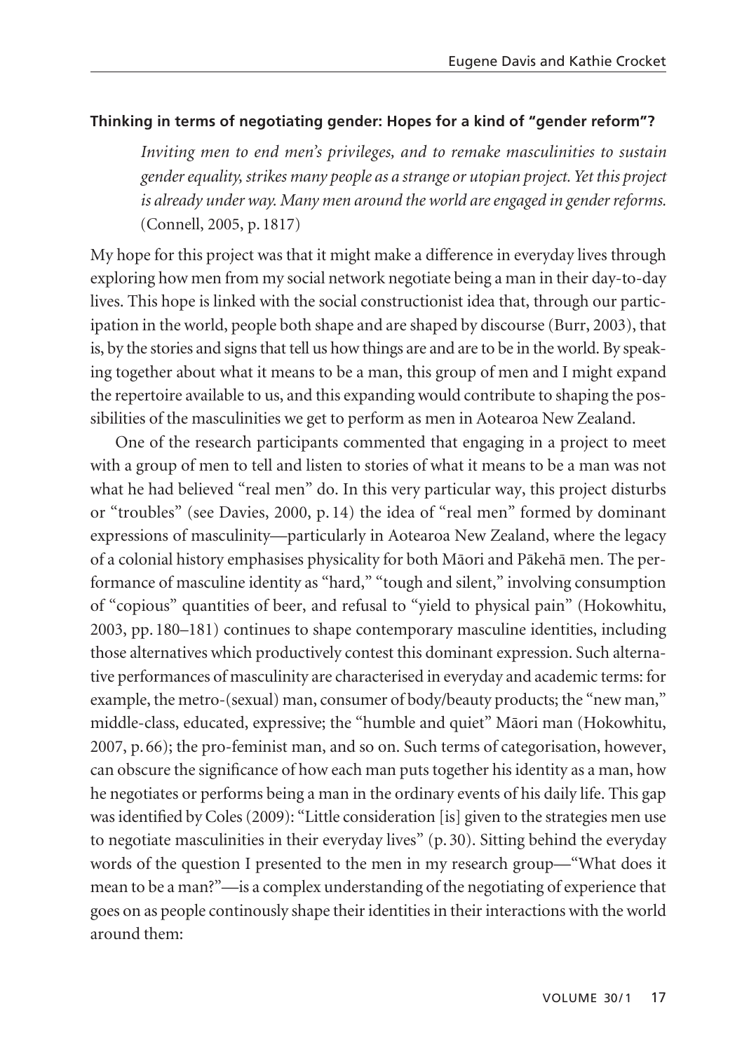### Thinking in terms of negotiating gender: Hopes for a kind of "gender reform"?

> *Inviting men to end men's privileges, and to remake masculinities to sustain gender equality, strikes many people as a strange or utopian project. Yet this project is already under way. Many men around the world are engaged in gender reforms.* (Connell, 2005, p. 1817)

My hope for this project was that it might make a difference in everyday lives through exploring how men from my social network negotiate being a man in their day-to-day lives. This hope is linked with the social constructionist idea that, through our participation in the world, people both shape and are shaped by discourse (Burr, 2003), that is, by the stories and signs that tell us how things are and are to be in the world. By speaking together about what it means to be a man, this group of men and I might expand the repertoire available to us, and this expanding would contribute to shaping the possibilities of the masculinities we get to perform as men in Aotearoa New Zealand.

One of the research participants commented that engaging in a project to meet with a group of men to tell and listen to stories of what it means to be a man was not what he had believed "real men" do. In this very particular way, this project disturbs or "troubles" (see Davies, 2000, p. 14) the idea of "real men" formed by dominant expressions of masculinity—particularly in Aotearoa New Zealand, where the legacy of a colonial history emphasises physicality for both Māori and Pākehā men. The performance of masculine identity as "hard," "tough and silent," involving consumption of "copious" quantities of beer, and refusal to "yield to physical pain" (Hokowhitu, 2003, pp. 180–181) continues to shape contemporary masculine identities, including those alternatives which productively contest this dominant expression. Such alternative performances of masculinity are characterised in everyday and academic terms: for example, the metro-(sexual) man, consumer of body/beauty products; the "new man," middle-class, educated, expressive; the "humble and quiet" Māori man (Hokowhitu, 2007, p. 66); the pro-feminist man, and so on. Such terms of categorisation, however, can obscure the significance of how each man puts together his identity as a man, how he negotiates or performs being a man in the ordinary events of his daily life. This gap was identified by Coles (2009): "Little consideration [is] given to the strategies men use to negotiate masculinities in their everyday lives" (p. 30). Sitting behind the everyday words of the question I presented to the men in my research group—"What does it mean to be a man?"—is a complex understanding of the negotiating of experience that goes on as people continously shape their identities in their interactions with the world around them: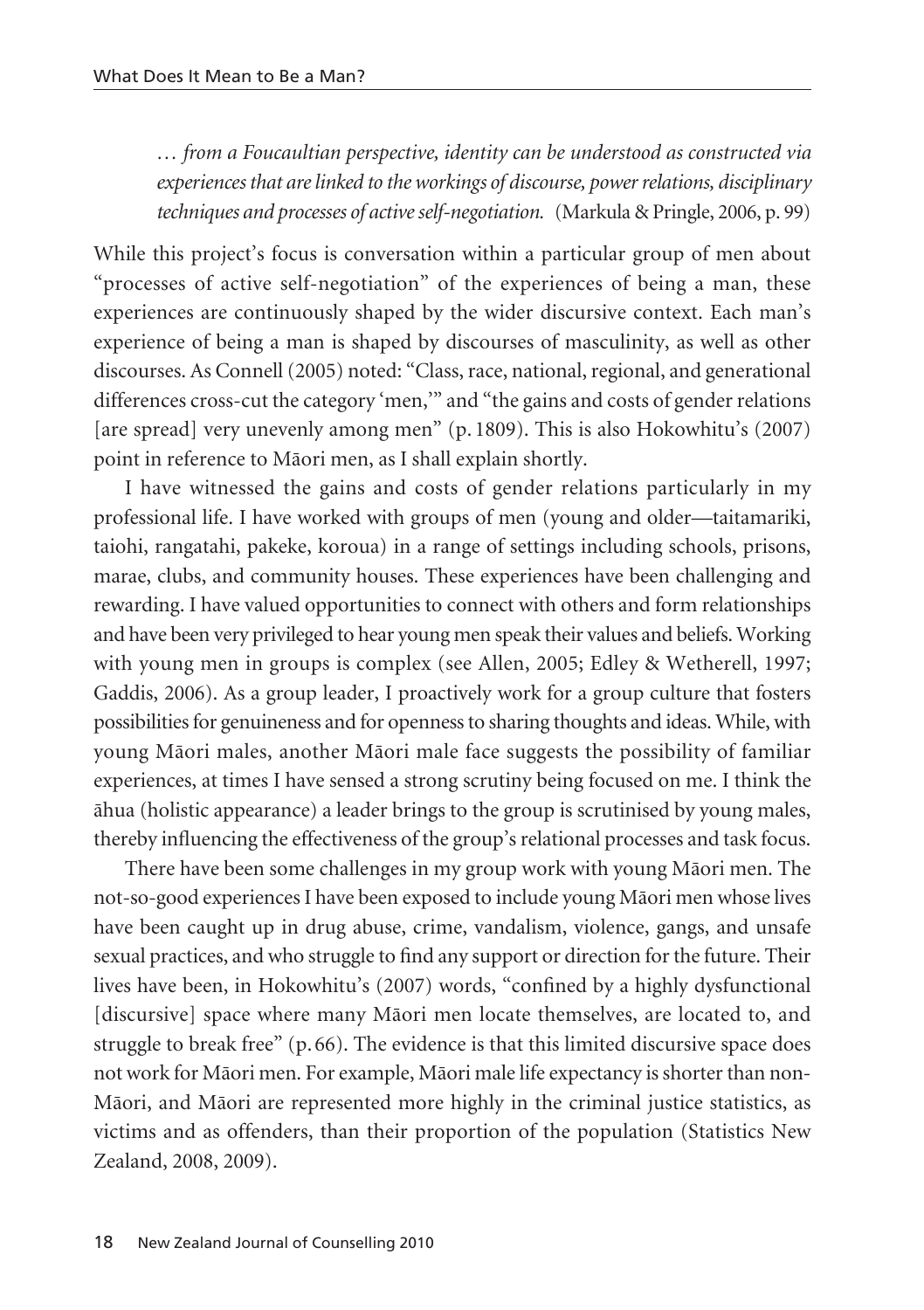> *… from a Foucaultian perspective, identity can be understood as constructed via experiences that are linked to the workings of discourse, power relations, disciplinary techniques and processes of active self-negotiation.* (Markula & Pringle, 2006, p. 99)

While this project's focus is conversation within a particular group of men about "processes of active self-negotiation" of the experiences of being a man, these experiences are continuously shaped by the wider discursive context. Each man's experience of being a man is shaped by discourses of masculinity, as well as other discourses. As Connell (2005) noted: "Class, race, national, regional, and generational differences cross-cut the category 'men,'" and "the gains and costs of gender relations [are spread] very unevenly among men" (p. 1809). This is also Hokowhitu's (2007) point in reference to Māori men, as I shall explain shortly.

I have witnessed the gains and costs of gender relations particularly in my professional life. I have worked with groups of men (young and older—taitamariki, taiohi, rangatahi, pakeke, koroua) in a range of settings including schools, prisons, marae, clubs, and community houses. These experiences have been challenging and rewarding. I have valued opportunities to connect with others and form relationships and have been very privileged to hear young men speak their values and beliefs. Working with young men in groups is complex (see Allen, 2005; Edley & Wetherell, 1997; Gaddis, 2006). As a group leader, I proactively work for a group culture that fosters possibilities for genuineness and for openness to sharing thoughts and ideas. While, with young Māori males, another Māori male face suggests the possibility of familiar experiences, at times I have sensed a strong scrutiny being focused on me. I think the āhua (holistic appearance) a leader brings to the group is scrutinised by young males, thereby influencing the effectiveness of the group's relational processes and task focus.

There have been some challenges in my group work with young Māori men. The not-so-good experiences I have been exposed to include young Māori men whose lives have been caught up in drug abuse, crime, vandalism, violence, gangs, and unsafe sexual practices, and who struggle to find any support or direction for the future. Their lives have been, in Hokowhitu's (2007) words, "confined by a highly dysfunctional [discursive] space where many Māori men locate themselves, are located to, and struggle to break free" (p. 66). The evidence is that this limited discursive space does not work for Māori men. For example, Māori male life expectancy is shorter than non-Māori, and Māori are represented more highly in the criminal justice statistics, as victims and as offenders, than their proportion of the population (Statistics New Zealand, 2008, 2009).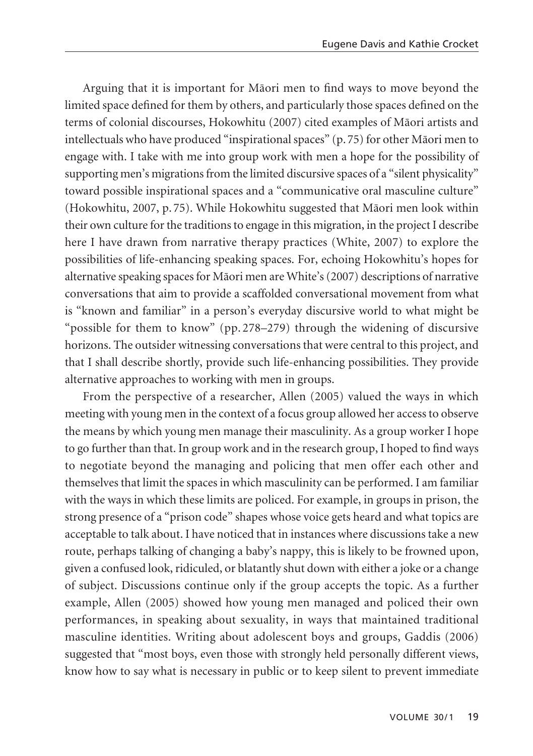Arguing that it is important for Māori men to find ways to move beyond the limited space defined for them by others, and particularly those spaces defined on the terms of colonial discourses, Hokowhitu (2007) cited examples of Māori artists and intellectuals who have produced "inspirational spaces" (p. 75) for other Māori men to engage with. I take with me into group work with men a hope for the possibility of supporting men's migrations from the limited discursive spaces of a "silent physicality" toward possible inspirational spaces and a "communicative oral masculine culture" (Hokowhitu, 2007, p. 75). While Hokowhitu suggested that Māori men look within their own culture for the traditions to engage in this migration, in the project I describe here I have drawn from narrative therapy practices (White, 2007) to explore the possibilities of life-enhancing speaking spaces. For, echoing Hokowhitu's hopes for alternative speaking spaces for Māori men are White's (2007) descriptions of narrative conversations that aim to provide a scaffolded conversational movement from what is "known and familiar" in a person's everyday discursive world to what might be "possible for them to know" (pp. 278–279) through the widening of discursive horizons. The outsider witnessing conversations that were central to this project, and that I shall describe shortly, provide such life-enhancing possibilities. They provide alternative approaches to working with men in groups.

From the perspective of a researcher, Allen (2005) valued the ways in which meeting with young men in the context of a focus group allowed her access to observe the means by which young men manage their masculinity. As a group worker I hope to go further than that. In group work and in the research group, I hoped to find ways to negotiate beyond the managing and policing that men offer each other and themselves that limit the spaces in which masculinity can be performed. I am familiar with the ways in which these limits are policed. For example, in groups in prison, the strong presence of a "prison code" shapes whose voice gets heard and what topics are acceptable to talk about. I have noticed that in instances where discussions take a new route, perhaps talking of changing a baby's nappy, this is likely to be frowned upon, given a confused look, ridiculed, or blatantly shut down with either a joke or a change of subject. Discussions continue only if the group accepts the topic. As a further example, Allen (2005) showed how young men managed and policed their own performances, in speaking about sexuality, in ways that maintained traditional masculine identities. Writing about adolescent boys and groups, Gaddis (2006) suggested that "most boys, even those with strongly held personally different views, know how to say what is necessary in public or to keep silent to prevent immediate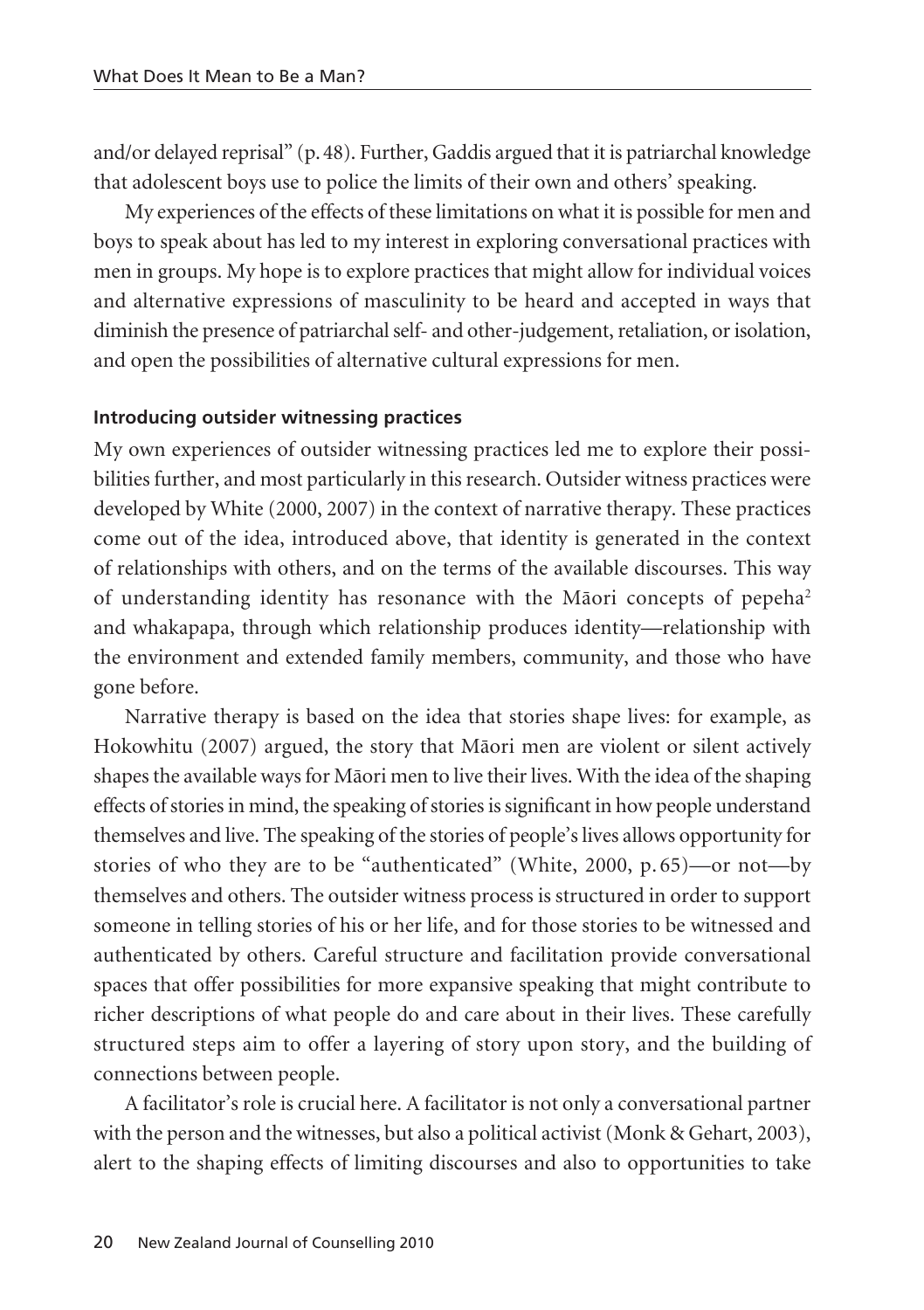and/or delayed reprisal" (p. 48). Further, Gaddis argued that it is patriarchal knowledge that adolescent boys use to police the limits of their own and others' speaking.

My experiences of the effects of these limitations on what it is possible for men and boys to speak about has led to my interest in exploring conversational practices with men in groups. My hope is to explore practices that might allow for individual voices and alternative expressions of masculinity to be heard and accepted in ways that diminish the presence of patriarchal self- and other-judgement, retaliation, or isolation, and open the possibilities of alternative cultural expressions for men.

### Introducing outsider witnessing practices

My own experiences of outsider witnessing practices led me to explore their possibilities further, and most particularly in this research. Outsider witness practices were developed by White (2000, 2007) in the context of narrative therapy. These practices come out of the idea, introduced above, that identity is generated in the context of relationships with others, and on the terms of the available discourses. This way of understanding identity has resonance with the Māori concepts of pepeha[2] and whakapapa, through which relationship produces identity—relationship with the environment and extended family members, community, and those who have gone before.

Narrative therapy is based on the idea that stories shape lives: for example, as Hokowhitu (2007) argued, the story that Māori men are violent or silent actively shapes the available ways for Māori men to live their lives. With the idea of the shaping effects of stories in mind, the speaking of stories is significant in how people understand themselves and live. The speaking of the stories of people's lives allows opportunity for stories of who they are to be "authenticated" (White, 2000, p. 65)—or not—by themselves and others. The outsider witness process is structured in order to support someone in telling stories of his or her life, and for those stories to be witnessed and authenticated by others. Careful structure and facilitation provide conversational spaces that offer possibilities for more expansive speaking that might contribute to richer descriptions of what people do and care about in their lives. These carefully structured steps aim to offer a layering of story upon story, and the building of connections between people.

A facilitator's role is crucial here. A facilitator is not only a conversational partner with the person and the witnesses, but also a political activist (Monk & Gehart, 2003), alert to the shaping effects of limiting discourses and also to opportunities to take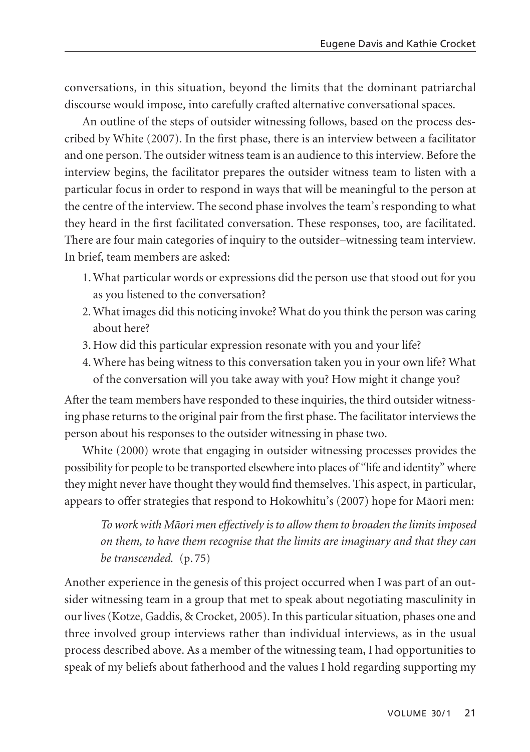conversations, in this situation, beyond the limits that the dominant patriarchal discourse would impose, into carefully crafted alternative conversational spaces.

An outline of the steps of outsider witnessing follows, based on the process described by White (2007). In the first phase, there is an interview between a facilitator and one person. The outsider witness team is an audience to this interview. Before the interview begins, the facilitator prepares the outsider witness team to listen with a particular focus in order to respond in ways that will be meaningful to the person at the centre of the interview. The second phase involves the team's responding to what they heard in the first facilitated conversation. These responses, too, are facilitated. There are four main categories of inquiry to the outsider–witnessing team interview. In brief, team members are asked:

1. What particular words or expressions did the person use that stood out for you as you listened to the conversation?
2. What images did this noticing invoke? What do you think the person was caring about here?
3. How did this particular expression resonate with you and your life?
4. Where has being witness to this conversation taken you in your own life? What of the conversation will you take away with you? How might it change you?

After the team members have responded to these inquiries, the third outsider witnessing phase returns to the original pair from the first phase. The facilitator interviews the person about his responses to the outsider witnessing in phase two.

White (2000) wrote that engaging in outsider witnessing processes provides the possibility for people to be transported elsewhere into places of "life and identity" where they might never have thought they would find themselves. This aspect, in particular, appears to offer strategies that respond to Hokowhitu's (2007) hope for Māori men:

> *To work with Māori men effectively is to allow them to broaden the limits imposed on them, to have them recognise that the limits are imaginary and that they can be transcended.* (p. 75)

Another experience in the genesis of this project occurred when I was part of an outsider witnessing team in a group that met to speak about negotiating masculinity in our lives (Kotze, Gaddis, & Crocket, 2005). In this particular situation, phases one and three involved group interviews rather than individual interviews, as in the usual process described above. As a member of the witnessing team, I had opportunities to speak of my beliefs about fatherhood and the values I hold regarding supporting my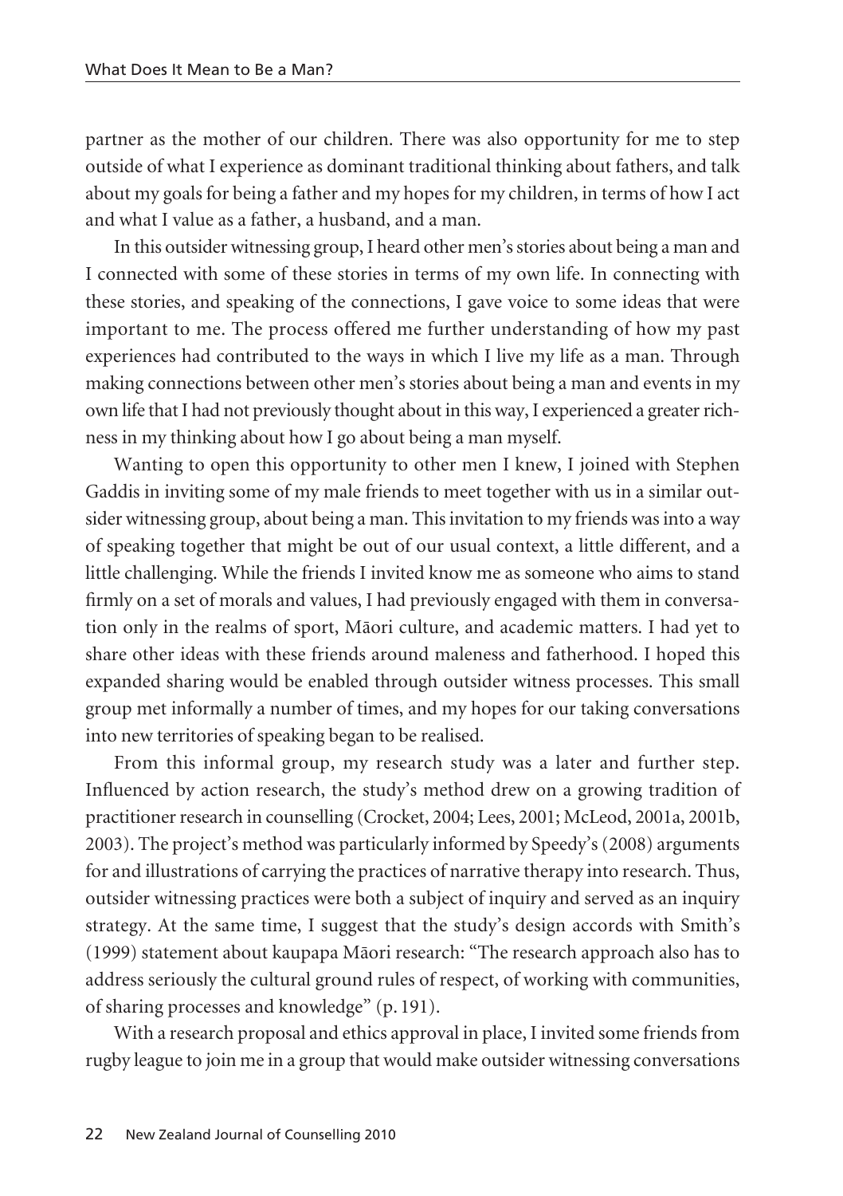partner as the mother of our children. There was also opportunity for me to step outside of what I experience as dominant traditional thinking about fathers, and talk about my goals for being a father and my hopes for my children, in terms of how I act and what I value as a father, a husband, and a man.

In this outsider witnessing group, I heard other men's stories about being a man and I connected with some of these stories in terms of my own life. In connecting with these stories, and speaking of the connections, I gave voice to some ideas that were important to me. The process offered me further understanding of how my past experiences had contributed to the ways in which I live my life as a man. Through making connections between other men's stories about being a man and events in my own life that I had not previously thought about in this way, I experienced a greater richness in my thinking about how I go about being a man myself.

Wanting to open this opportunity to other men I knew, I joined with Stephen Gaddis in inviting some of my male friends to meet together with us in a similar outsider witnessing group, about being a man. This invitation to my friends was into a way of speaking together that might be out of our usual context, a little different, and a little challenging. While the friends I invited know me as someone who aims to stand firmly on a set of morals and values, I had previously engaged with them in conversation only in the realms of sport, Māori culture, and academic matters. I had yet to share other ideas with these friends around maleness and fatherhood. I hoped this expanded sharing would be enabled through outsider witness processes. This small group met informally a number of times, and my hopes for our taking conversations into new territories of speaking began to be realised.

From this informal group, my research study was a later and further step. Influenced by action research, the study's method drew on a growing tradition of practitioner research in counselling (Crocket, 2004; Lees, 2001; McLeod, 2001a, 2001b, 2003). The project's method was particularly informed by Speedy's (2008) arguments for and illustrations of carrying the practices of narrative therapy into research. Thus, outsider witnessing practices were both a subject of inquiry and served as an inquiry strategy. At the same time, I suggest that the study's design accords with Smith's (1999) statement about kaupapa Māori research: "The research approach also has to address seriously the cultural ground rules of respect, of working with communities, of sharing processes and knowledge" (p. 191).

With a research proposal and ethics approval in place, I invited some friends from rugby league to join me in a group that would make outsider witnessing conversations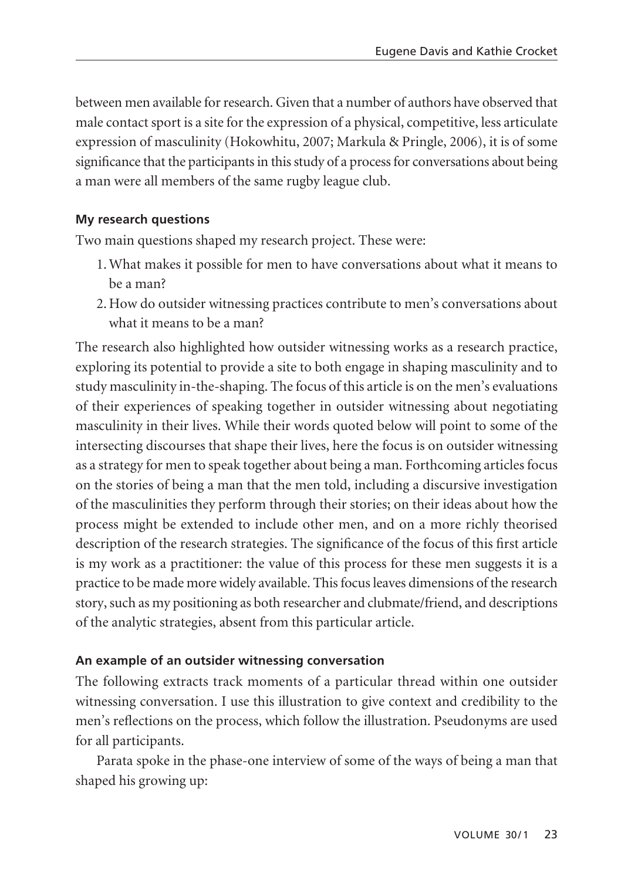between men available for research. Given that a number of authors have observed that male contact sport is a site for the expression of a physical, competitive, less articulate expression of masculinity (Hokowhitu, 2007; Markula & Pringle, 2006), it is of some significance that the participants in this study of a process for conversations about being a man were all members of the same rugby league club.

#### My research questions

Two main questions shaped my research project. These were:

1. What makes it possible for men to have conversations about what it means to be a man?
2. How do outsider witnessing practices contribute to men's conversations about what it means to be a man?

The research also highlighted how outsider witnessing works as a research practice, exploring its potential to provide a site to both engage in shaping masculinity and to study masculinity in-the-shaping. The focus of this article is on the men's evaluations of their experiences of speaking together in outsider witnessing about negotiating masculinity in their lives. While their words quoted below will point to some of the intersecting discourses that shape their lives, here the focus is on outsider witnessing as a strategy for men to speak together about being a man. Forthcoming articles focus on the stories of being a man that the men told, including a discursive investigation of the masculinities they perform through their stories; on their ideas about how the process might be extended to include other men, and on a more richly theorised description of the research strategies. The significance of the focus of this first article is my work as a practitioner: the value of this process for these men suggests it is a practice to be made more widely available. This focus leaves dimensions of the research story, such as my positioning as both researcher and clubmate/friend, and descriptions of the analytic strategies, absent from this particular article.

#### An example of an outsider witnessing conversation

The following extracts track moments of a particular thread within one outsider witnessing conversation. I use this illustration to give context and credibility to the men's reflections on the process, which follow the illustration. Pseudonyms are used for all participants.

Parata spoke in the phase-one interview of some of the ways of being a man that shaped his growing up: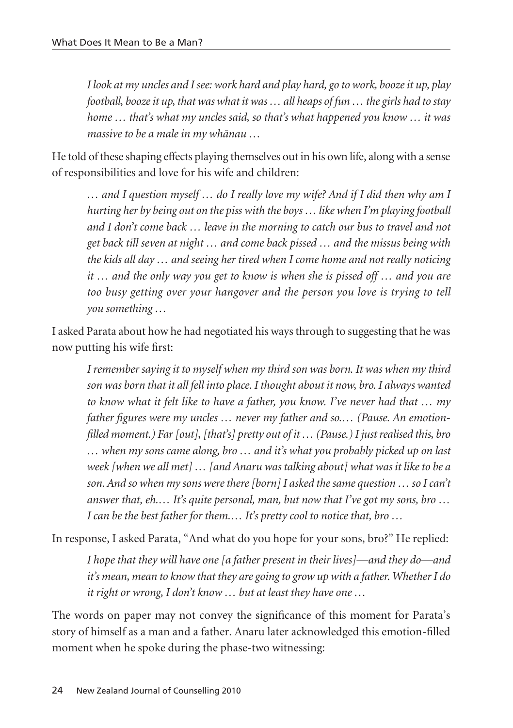> *I look at my uncles and I see: work hard and play hard, go to work, booze it up, play football, booze it up, that was what it was … all heaps of fun … the girls had to stay home … that's what my uncles said, so that's what happened you know … it was massive to be a male in my whānau …*

He told of these shaping effects playing themselves out in his own life, along with a sense of responsibilities and love for his wife and children:

> *… and I question myself … do I really love my wife? And if I did then why am I hurting her by being out on the piss with the boys … like when I'm playing football and I don't come back … leave in the morning to catch our bus to travel and not get back till seven at night … and come back pissed … and the missus being with the kids all day … and seeing her tired when I come home and not really noticing it … and the only way you get to know is when she is pissed off … and you are too busy getting over your hangover and the person you love is trying to tell you something …*

I asked Parata about how he had negotiated his ways through to suggesting that he was now putting his wife first:

> *I remember saying it to myself when my third son was born. It was when my third son was born that it all fell into place. I thought about it now, bro. I always wanted to know what it felt like to have a father, you know. I've never had that … my father figures were my uncles … never my father and so.… (Pause. An emotion-filled moment.) Far [out], [that's] pretty out of it … (Pause.) I just realised this, bro … when my sons came along, bro … and it's what you probably picked up on last week [when we all met] … [and Anaru was talking about] what was it like to be a son. And so when my sons were there [born] I asked the same question … so I can't answer that, eh.… It's quite personal, man, but now that I've got my sons, bro … I can be the best father for them.… It's pretty cool to notice that, bro …*

In response, I asked Parata, "And what do you hope for your sons, bro?" He replied:

> *I hope that they will have one [a father present in their lives]—and they do—and it's mean, mean to know that they are going to grow up with a father. Whether I do it right or wrong, I don't know … but at least they have one …*

The words on paper may not convey the significance of this moment for Parata's story of himself as a man and a father. Anaru later acknowledged this emotion-filled moment when he spoke during the phase-two witnessing: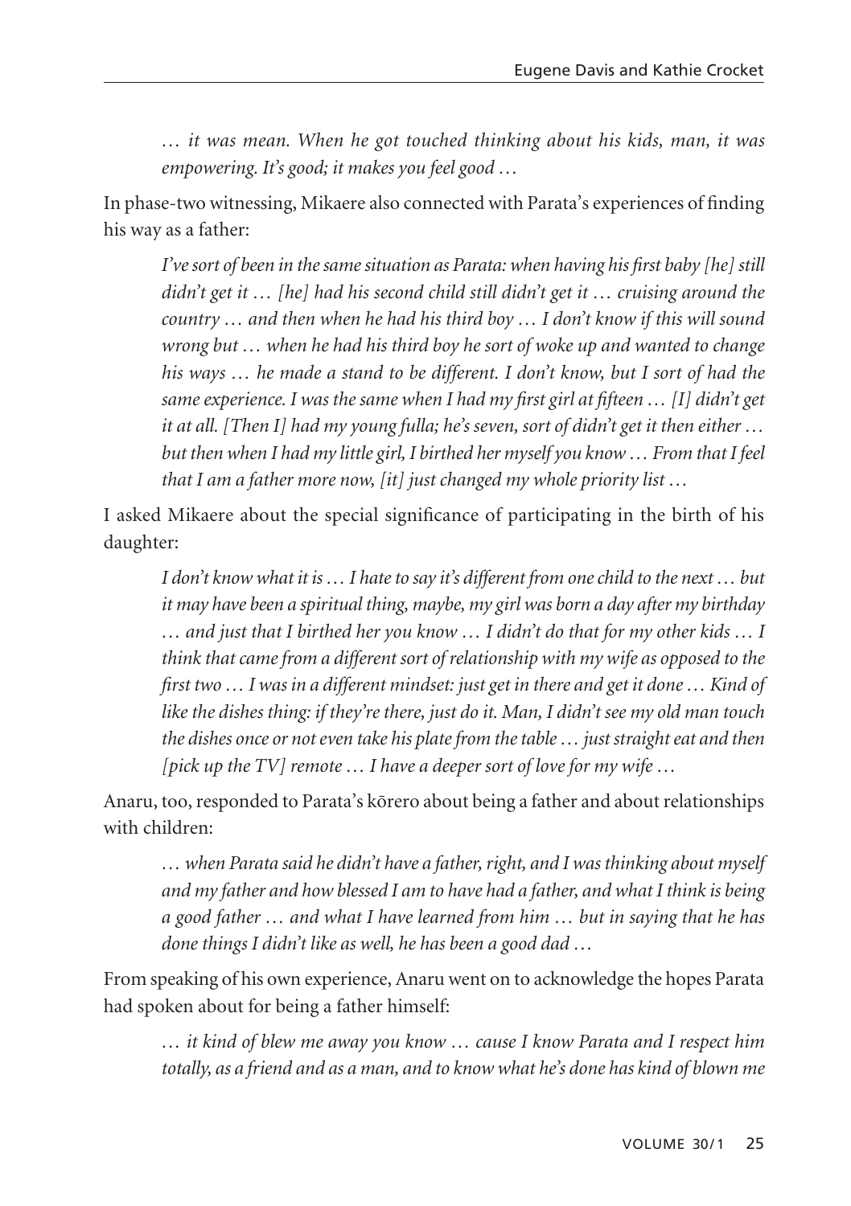*… it was mean. When he got touched thinking about his kids, man, it was empowering. It's good; it makes you feel good …*

In phase-two witnessing, Mikaere also connected with Parata's experiences of finding his way as a father:

> *I've sort of been in the same situation as Parata: when having his first baby [he] still didn't get it … [he] had his second child still didn't get it … cruising around the country … and then when he had his third boy … I don't know if this will sound wrong but … when he had his third boy he sort of woke up and wanted to change his ways … he made a stand to be different. I don't know, but I sort of had the same experience. I was the same when I had my first girl at fifteen … [I] didn't get it at all. [Then I] had my young fulla; he's seven, sort of didn't get it then either … but then when I had my little girl, I birthed her myself you know … From that I feel that I am a father more now, [it] just changed my whole priority list …*

I asked Mikaere about the special significance of participating in the birth of his daughter:

> *I don't know what it is … I hate to say it's different from one child to the next … but it may have been a spiritual thing, maybe, my girl was born a day after my birthday … and just that I birthed her you know … I didn't do that for my other kids … I think that came from a different sort of relationship with my wife as opposed to the first two … I was in a different mindset: just get in there and get it done … Kind of like the dishes thing: if they're there, just do it. Man, I didn't see my old man touch the dishes once or not even take his plate from the table … just straight eat and then [pick up the TV] remote … I have a deeper sort of love for my wife …*

Anaru, too, responded to Parata's kōrero about being a father and about relationships with children:

> *… when Parata said he didn't have a father, right, and I was thinking about myself and my father and how blessed I am to have had a father, and what I think is being a good father … and what I have learned from him … but in saying that he has done things I didn't like as well, he has been a good dad …*

From speaking of his own experience, Anaru went on to acknowledge the hopes Parata had spoken about for being a father himself:

> *… it kind of blew me away you know … cause I know Parata and I respect him totally, as a friend and as a man, and to know what he's done has kind of blown me*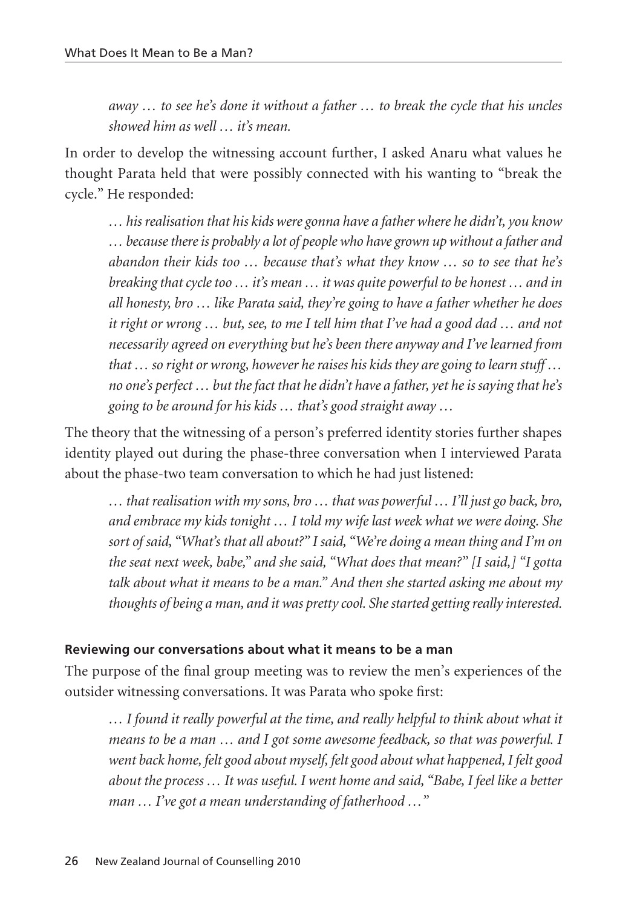*away … to see he's done it without a father … to break the cycle that his uncles showed him as well … it's mean.*

In order to develop the witnessing account further, I asked Anaru what values he thought Parata held that were possibly connected with his wanting to "break the cycle." He responded:

> *… his realisation that his kids were gonna have a father where he didn't, you know … because there is probably a lot of people who have grown up without a father and abandon their kids too … because that's what they know … so to see that he's breaking that cycle too … it's mean … it was quite powerful to be honest … and in all honesty, bro … like Parata said, they're going to have a father whether he does it right or wrong … but, see, to me I tell him that I've had a good dad … and not necessarily agreed on everything but he's been there anyway and I've learned from that … so right or wrong, however he raises his kids they are going to learn stuff … no one's perfect … but the fact that he didn't have a father, yet he is saying that he's going to be around for his kids … that's good straight away …*

The theory that the witnessing of a person's preferred identity stories further shapes identity played out during the phase-three conversation when I interviewed Parata about the phase-two team conversation to which he had just listened:

> *… that realisation with my sons, bro … that was powerful … I'll just go back, bro, and embrace my kids tonight … I told my wife last week what we were doing. She sort of said, "What's that all about?" I said, "We're doing a mean thing and I'm on the seat next week, babe," and she said, "What does that mean?" [I said,] "I gotta talk about what it means to be a man." And then she started asking me about my thoughts of being a man, and it was pretty cool. She started getting really interested.*

#### Reviewing our conversations about what it means to be a man

The purpose of the final group meeting was to review the men's experiences of the outsider witnessing conversations. It was Parata who spoke first:

> *… I found it really powerful at the time, and really helpful to think about what it means to be a man … and I got some awesome feedback, so that was powerful. I went back home, felt good about myself, felt good about what happened, I felt good about the process … It was useful. I went home and said, "Babe, I feel like a better man … I've got a mean understanding of fatherhood …"*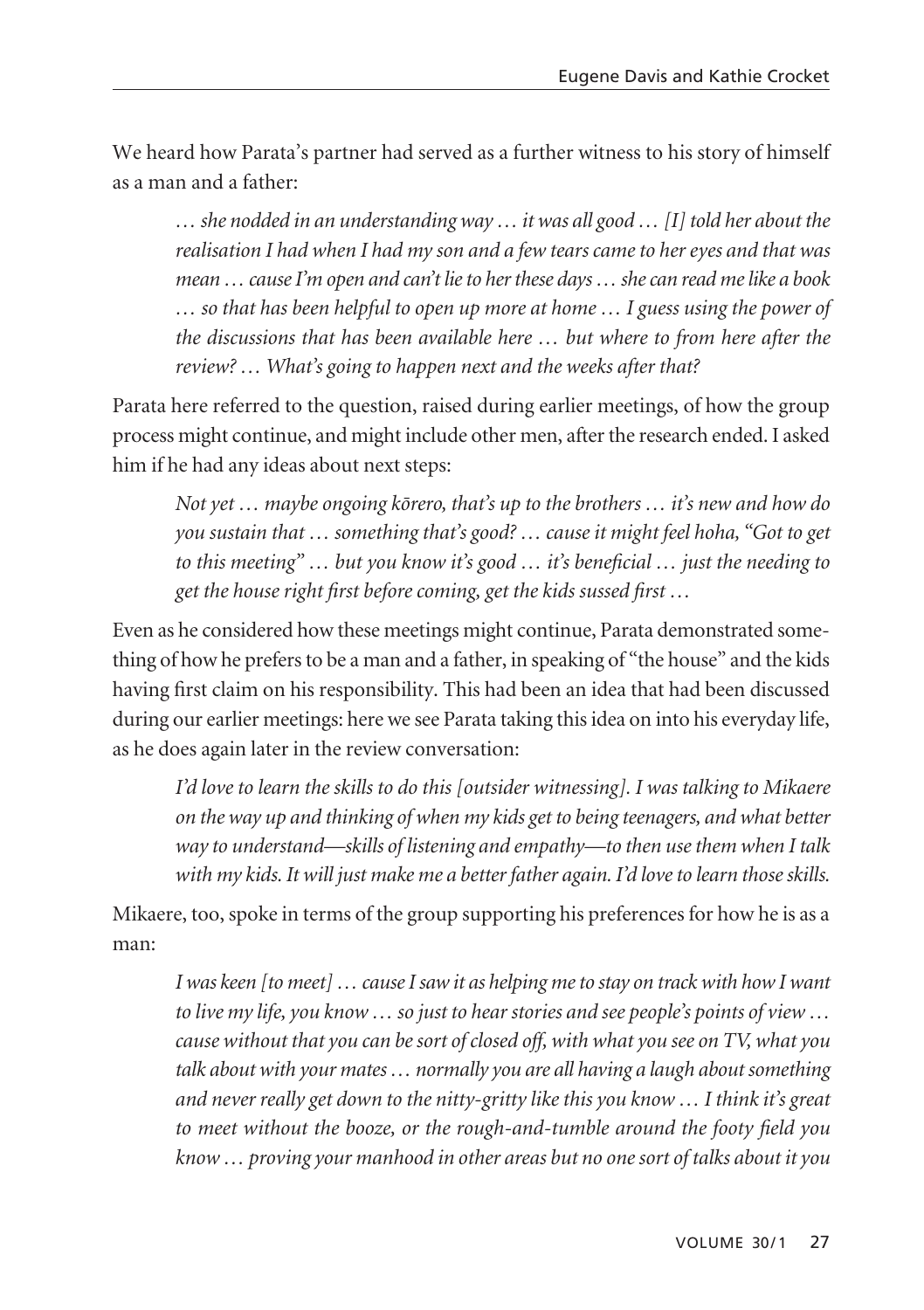We heard how Parata's partner had served as a further witness to his story of himself as a man and a father:

> *… she nodded in an understanding way … it was all good … [I] told her about the realisation I had when I had my son and a few tears came to her eyes and that was mean … cause I'm open and can't lie to her these days … she can read me like a book … so that has been helpful to open up more at home … I guess using the power of the discussions that has been available here … but where to from here after the review? … What's going to happen next and the weeks after that?*

Parata here referred to the question, raised during earlier meetings, of how the group process might continue, and might include other men, after the research ended. I asked him if he had any ideas about next steps:

> *Not yet … maybe ongoing kōrero, that's up to the brothers … it's new and how do you sustain that … something that's good? … cause it might feel hoha, "Got to get to this meeting" … but you know it's good … it's beneficial … just the needing to get the house right first before coming, get the kids sussed first …*

Even as he considered how these meetings might continue, Parata demonstrated something of how he prefers to be a man and a father, in speaking of "the house" and the kids having first claim on his responsibility. This had been an idea that had been discussed during our earlier meetings: here we see Parata taking this idea on into his everyday life, as he does again later in the review conversation:

> *I'd love to learn the skills to do this [outsider witnessing]. I was talking to Mikaere on the way up and thinking of when my kids get to being teenagers, and what better way to understand—skills of listening and empathy—to then use them when I talk with my kids. It will just make me a better father again. I'd love to learn those skills.*

Mikaere, too, spoke in terms of the group supporting his preferences for how he is as a man:

> *I was keen [to meet] … cause I saw it as helping me to stay on track with how I want to live my life, you know … so just to hear stories and see people's points of view … cause without that you can be sort of closed off, with what you see on TV, what you talk about with your mates … normally you are all having a laugh about something and never really get down to the nitty-gritty like this you know … I think it's great to meet without the booze, or the rough-and-tumble around the footy field you know … proving your manhood in other areas but no one sort of talks about it you*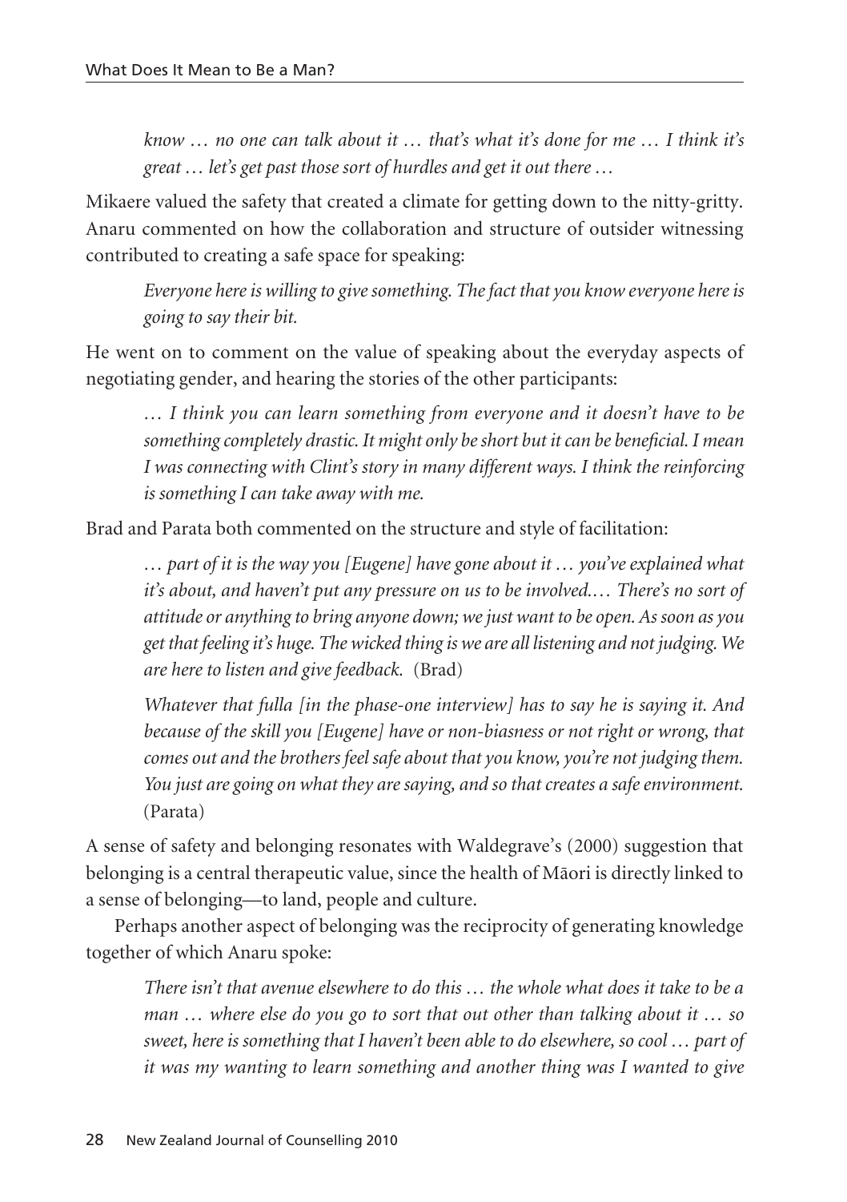*know … no one can talk about it … that's what it's done for me … I think it's great … let's get past those sort of hurdles and get it out there …*

Mikaere valued the safety that created a climate for getting down to the nitty-gritty. Anaru commented on how the collaboration and structure of outsider witnessing contributed to creating a safe space for speaking:

> *Everyone here is willing to give something. The fact that you know everyone here is going to say their bit.*

He went on to comment on the value of speaking about the everyday aspects of negotiating gender, and hearing the stories of the other participants:

> *… I think you can learn something from everyone and it doesn't have to be something completely drastic. It might only be short but it can be beneficial. I mean I was connecting with Clint's story in many different ways. I think the reinforcing is something I can take away with me.*

Brad and Parata both commented on the structure and style of facilitation:

> *… part of it is the way you [Eugene] have gone about it … you've explained what it's about, and haven't put any pressure on us to be involved.… There's no sort of attitude or anything to bring anyone down; we just want to be open. As soon as you get that feeling it's huge. The wicked thing is we are all listening and not judging. We are here to listen and give feedback.* (Brad)

> *Whatever that fulla [in the phase-one interview] has to say he is saying it. And because of the skill you [Eugene] have or non-biasness or not right or wrong, that comes out and the brothers feel safe about that you know, you're not judging them. You just are going on what they are saying, and so that creates a safe environment.* (Parata)

A sense of safety and belonging resonates with Waldegrave's (2000) suggestion that belonging is a central therapeutic value, since the health of Māori is directly linked to a sense of belonging—to land, people and culture.

Perhaps another aspect of belonging was the reciprocity of generating knowledge together of which Anaru spoke:

> *There isn't that avenue elsewhere to do this … the whole what does it take to be a man … where else do you go to sort that out other than talking about it … so sweet, here is something that I haven't been able to do elsewhere, so cool … part of it was my wanting to learn something and another thing was I wanted to give*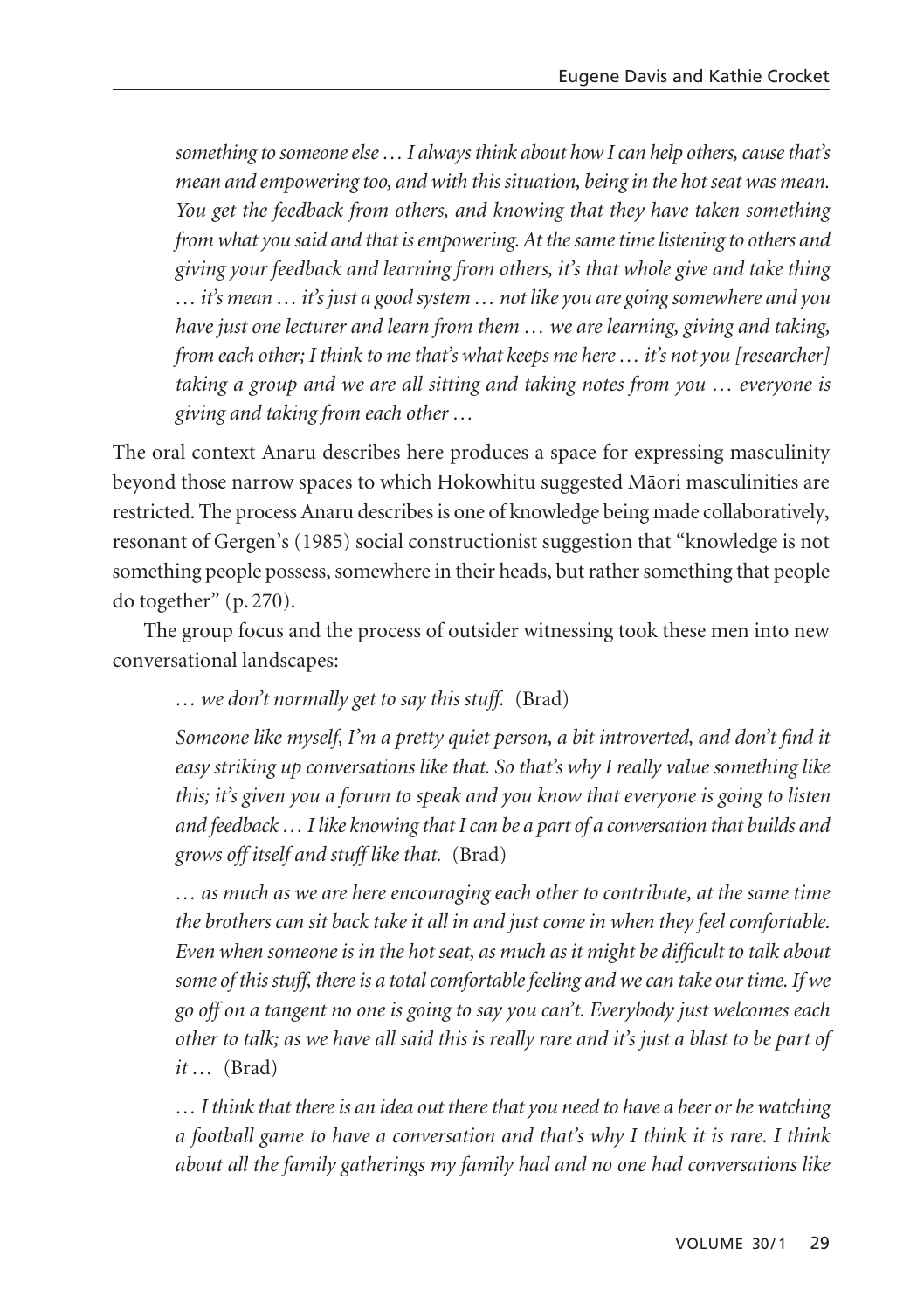*something to someone else … I always think about how I can help others, cause that's mean and empowering too, and with this situation, being in the hot seat was mean. You get the feedback from others, and knowing that they have taken something from what you said and that is empowering. At the same time listening to others and giving your feedback and learning from others, it's that whole give and take thing … it's mean … it's just a good system … not like you are going somewhere and you have just one lecturer and learn from them … we are learning, giving and taking, from each other; I think to me that's what keeps me here … it's not you [researcher] taking a group and we are all sitting and taking notes from you … everyone is giving and taking from each other …*

The oral context Anaru describes here produces a space for expressing masculinity beyond those narrow spaces to which Hokowhitu suggested Māori masculinities are restricted. The process Anaru describes is one of knowledge being made collaboratively, resonant of Gergen's (1985) social constructionist suggestion that "knowledge is not something people possess, somewhere in their heads, but rather something that people do together" (p. 270).

The group focus and the process of outsider witnessing took these men into new conversational landscapes:

> *… we don't normally get to say this stuff.* (Brad)
>
> *Someone like myself, I'm a pretty quiet person, a bit introverted, and don't find it easy striking up conversations like that. So that's why I really value something like this; it's given you a forum to speak and you know that everyone is going to listen and feedback … I like knowing that I can be a part of a conversation that builds and grows off itself and stuff like that.* (Brad)
>
> *… as much as we are here encouraging each other to contribute, at the same time the brothers can sit back take it all in and just come in when they feel comfortable. Even when someone is in the hot seat, as much as it might be difficult to talk about some of this stuff, there is a total comfortable feeling and we can take our time. If we go off on a tangent no one is going to say you can't. Everybody just welcomes each other to talk; as we have all said this is really rare and it's just a blast to be part of it …* (Brad)
>
> *… I think that there is an idea out there that you need to have a beer or be watching a football game to have a conversation and that's why I think it is rare. I think about all the family gatherings my family had and no one had conversations like*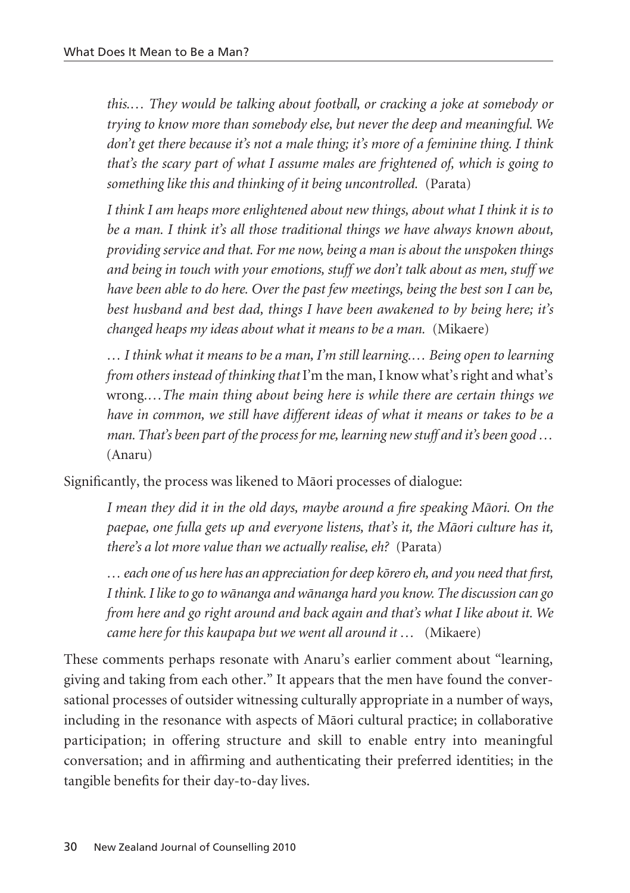> *this.… They would be talking about football, or cracking a joke at somebody or trying to know more than somebody else, but never the deep and meaningful. We don't get there because it's not a male thing; it's more of a feminine thing. I think that's the scary part of what I assume males are frightened of, which is going to something like this and thinking of it being uncontrolled.* (Parata)

> *I think I am heaps more enlightened about new things, about what I think it is to be a man. I think it's all those traditional things we have always known about, providing service and that. For me now, being a man is about the unspoken things and being in touch with your emotions, stuff we don't talk about as men, stuff we have been able to do here. Over the past few meetings, being the best son I can be, best husband and best dad, things I have been awakened to by being here; it's changed heaps my ideas about what it means to be a man.* (Mikaere)

> *… I think what it means to be a man, I'm still learning.… Being open to learning from others instead of thinking that* I'm the man, I know what's right and what's wrong.…*The main thing about being here is while there are certain things we have in common, we still have different ideas of what it means or takes to be a man. That's been part of the process for me, learning new stuff and it's been good …* (Anaru)

Significantly, the process was likened to Māori processes of dialogue:

> *I mean they did it in the old days, maybe around a fire speaking Māori. On the paepae, one fulla gets up and everyone listens, that's it, the Māori culture has it, there's a lot more value than we actually realise, eh?* (Parata)

> *… each one of us here has an appreciation for deep kōrero eh, and you need that first, I think. I like to go to wānanga and wānanga hard you know. The discussion can go from here and go right around and back again and that's what I like about it. We came here for this kaupapa but we went all around it …* (Mikaere)

These comments perhaps resonate with Anaru's earlier comment about "learning, giving and taking from each other." It appears that the men have found the conversational processes of outsider witnessing culturally appropriate in a number of ways, including in the resonance with aspects of Māori cultural practice; in collaborative participation; in offering structure and skill to enable entry into meaningful conversation; and in affirming and authenticating their preferred identities; in the tangible benefits for their day-to-day lives.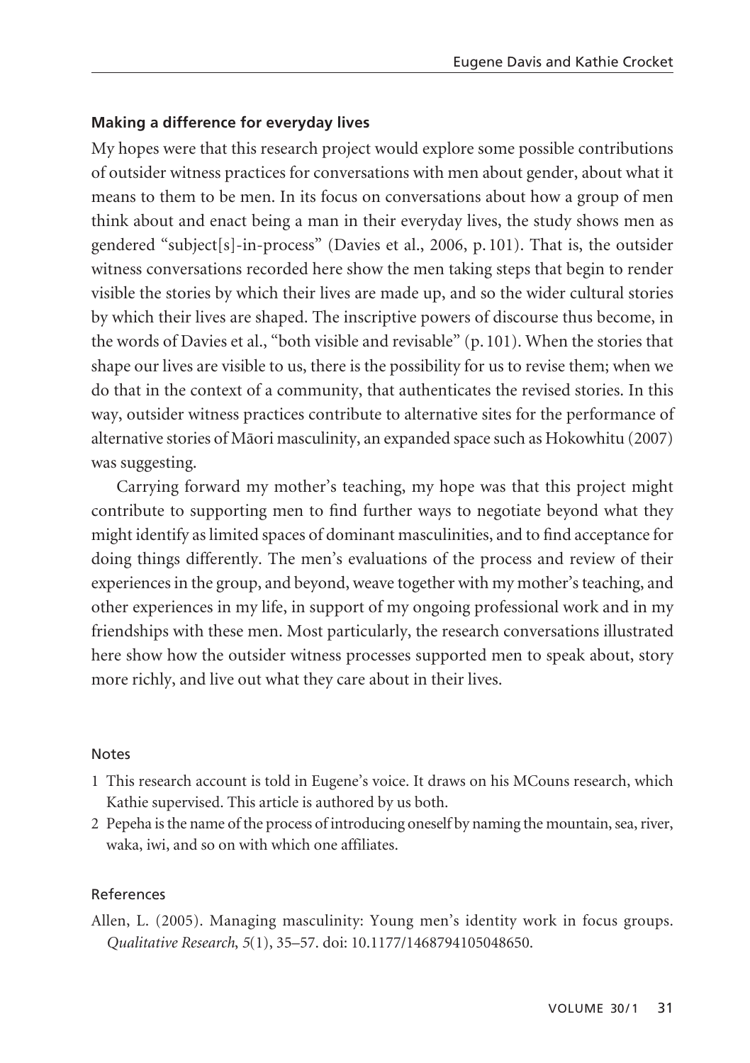### Making a difference for everyday lives

My hopes were that this research project would explore some possible contributions of outsider witness practices for conversations with men about gender, about what it means to them to be men. In its focus on conversations about how a group of men think about and enact being a man in their everyday lives, the study shows men as gendered "subject[s]-in-process" (Davies et al., 2006, p. 101). That is, the outsider witness conversations recorded here show the men taking steps that begin to render visible the stories by which their lives are made up, and so the wider cultural stories by which their lives are shaped. The inscriptive powers of discourse thus become, in the words of Davies et al., "both visible and revisable" (p. 101). When the stories that shape our lives are visible to us, there is the possibility for us to revise them; when we do that in the context of a community, that authenticates the revised stories. In this way, outsider witness practices contribute to alternative sites for the performance of alternative stories of Māori masculinity, an expanded space such as Hokowhitu (2007) was suggesting.

Carrying forward my mother's teaching, my hope was that this project might contribute to supporting men to find further ways to negotiate beyond what they might identify as limited spaces of dominant masculinities, and to find acceptance for doing things differently. The men's evaluations of the process and review of their experiences in the group, and beyond, weave together with my mother's teaching, and other experiences in my life, in support of my ongoing professional work and in my friendships with these men. Most particularly, the research conversations illustrated here show how the outsider witness processes supported men to speak about, story more richly, and live out what they care about in their lives.

#### Notes

1. This research account is told in Eugene's voice. It draws on his MCouns research, which Kathie supervised. This article is authored by us both.
2. Pepeha is the name of the process of introducing oneself by naming the mountain, sea, river, waka, iwi, and so on with which one affiliates.

#### References

Allen, L. (2005). Managing masculinity: Young men's identity work in focus groups. *Qualitative Research*, *5*(1), 35–57. doi: 10.1177/1468794105048650.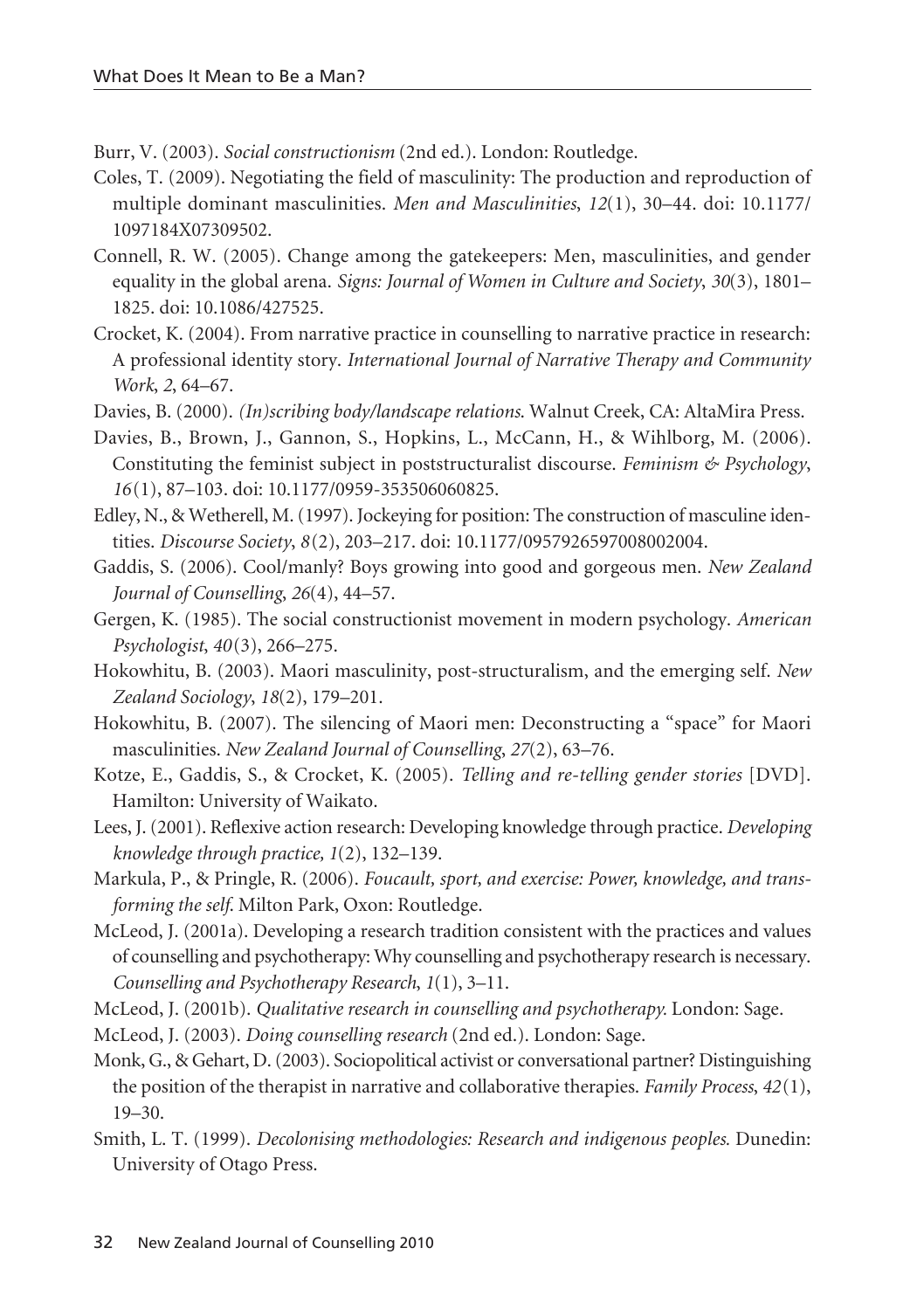Burr, V. (2003). *Social constructionism* (2nd ed.). London: Routledge.

Coles, T. (2009). Negotiating the field of masculinity: The production and reproduction of multiple dominant masculinities. *Men and Masculinities*, *12*(1), 30–44. doi: 10.1177/1097184X07309502.

Connell, R. W. (2005). Change among the gatekeepers: Men, masculinities, and gender equality in the global arena. *Signs: Journal of Women in Culture and Society*, *30*(3), 1801–1825. doi: 10.1086/427525.

Crocket, K. (2004). From narrative practice in counselling to narrative practice in research: A professional identity story. *International Journal of Narrative Therapy and Community Work*, *2*, 64–67.

Davies, B. (2000). *(In)scribing body/landscape relations*. Walnut Creek, CA: AltaMira Press.

Davies, B., Brown, J., Gannon, S., Hopkins, L., McCann, H., & Wihlborg, M. (2006). Constituting the feminist subject in poststructuralist discourse. *Feminism & Psychology*, *16*(1), 87–103. doi: 10.1177/0959-353506060825.

Edley, N., & Wetherell, M. (1997). Jockeying for position: The construction of masculine identities. *Discourse Society*, *8*(2), 203–217. doi: 10.1177/0957926597008002004.

Gaddis, S. (2006). Cool/manly? Boys growing into good and gorgeous men. *New Zealand Journal of Counselling*, *26*(4), 44–57.

Gergen, K. (1985). The social constructionist movement in modern psychology. *American Psychologist*, *40*(3), 266–275.

Hokowhitu, B. (2003). Maori masculinity, post-structuralism, and the emerging self. *New Zealand Sociology*, *18*(2), 179–201.

Hokowhitu, B. (2007). The silencing of Maori men: Deconstructing a "space" for Maori masculinities. *New Zealand Journal of Counselling*, *27*(2), 63–76.

Kotze, E., Gaddis, S., & Crocket, K. (2005). *Telling and re-telling gender stories* [DVD]. Hamilton: University of Waikato.

Lees, J. (2001). Reflexive action research: Developing knowledge through practice. *Developing knowledge through practice, 1*(2), 132–139.

Markula, P., & Pringle, R. (2006). *Foucault, sport, and exercise: Power, knowledge, and transforming the self*. Milton Park, Oxon: Routledge.

McLeod, J. (2001a). Developing a research tradition consistent with the practices and values of counselling and psychotherapy: Why counselling and psychotherapy research is necessary. *Counselling and Psychotherapy Research*, *1*(1), 3–11.

McLeod, J. (2001b). *Qualitative research in counselling and psychotherapy.* London: Sage.

McLeod, J. (2003). *Doing counselling research* (2nd ed.). London: Sage.

Monk, G., & Gehart, D. (2003). Sociopolitical activist or conversational partner? Distinguishing the position of the therapist in narrative and collaborative therapies. *Family Process*, *42*(1), 19–30.

Smith, L. T. (1999). *Decolonising methodologies: Research and indigenous peoples.* Dunedin: University of Otago Press.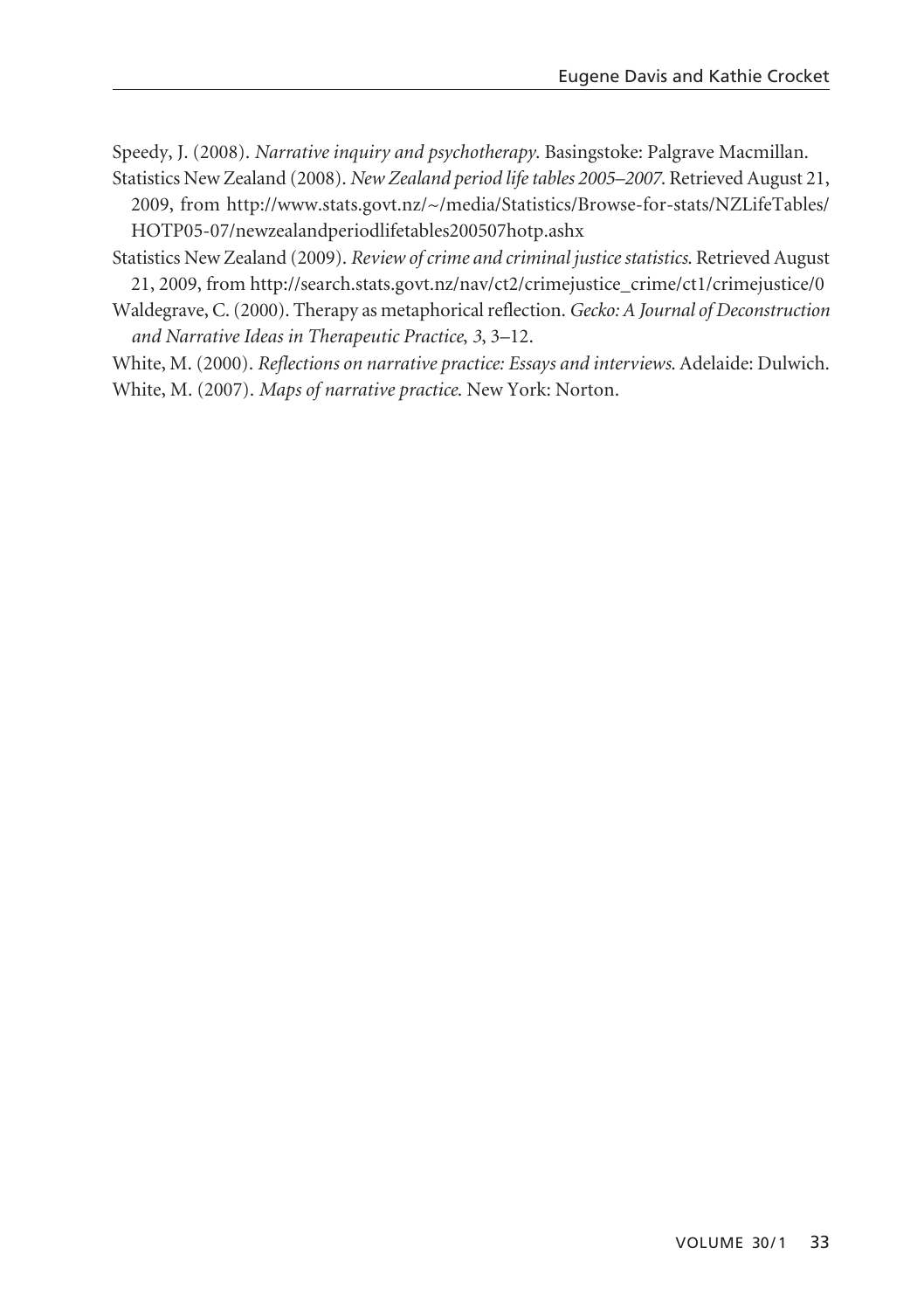Speedy, J. (2008). *Narrative inquiry and psychotherapy*. Basingstoke: Palgrave Macmillan.

Statistics New Zealand (2008). *New Zealand period life tables 2005–2007*. Retrieved August 21, 2009, from http://www.stats.govt.nz/~/media/Statistics/Browse-for-stats/NZLifeTables/HOTP05-07/newzealandperiodlifetables200507hotp.ashx

Statistics New Zealand (2009). *Review of crime and criminal justice statistics*. Retrieved August 21, 2009, from http://search.stats.govt.nz/nav/ct2/crimejustice_crime/ct1/crimejustice/0

Waldegrave, C. (2000). Therapy as metaphorical reflection. *Gecko: A Journal of Deconstruction and Narrative Ideas in Therapeutic Practice*, *3*, 3–12.

White, M. (2000). *Reflections on narrative practice: Essays and interviews*. Adelaide: Dulwich.

White, M. (2007). *Maps of narrative practice*. New York: Norton.